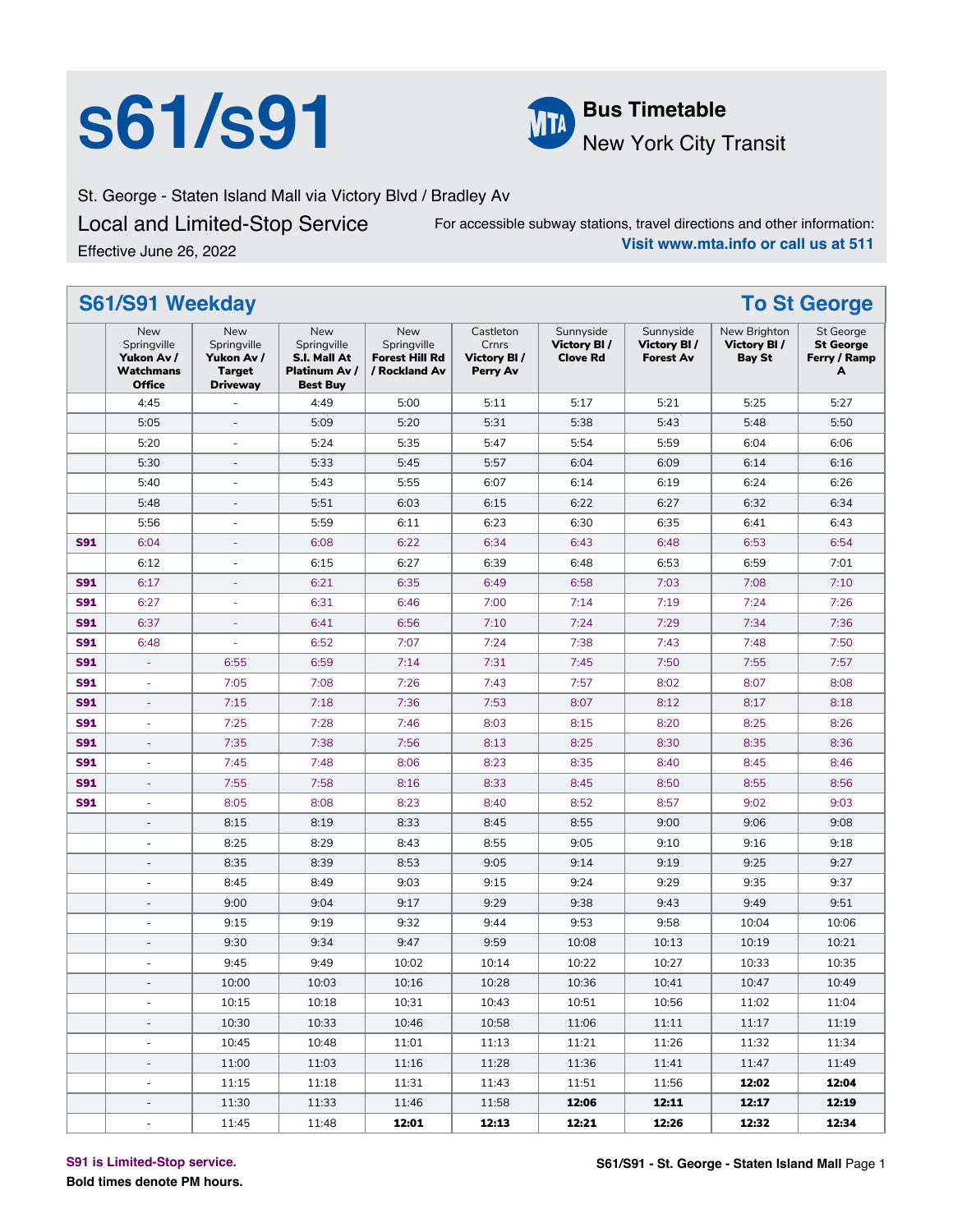# s61/s91

**Bus Timetable**
New York City Transit

St. George - Staten Island Mall via Victory Blvd / Bradley Av

Local and Limited-Stop Service

Effective June 26, 2022

For accessible subway stations, travel directions and other information:
**Visit www.mta.info or call us at 511**

## S61/S91 Weekday — To St George

| | New Springville **Yukon Av / Watchmans Office** | New Springville **Yukon Av / Target Driveway** | New Springville **S.I. Mall At Platinum Av / Best Buy** | New Springville **Forest Hill Rd / Rockland Av** | Castleton Crnrs **Victory Bl / Perry Av** | Sunnyside **Victory Bl / Clove Rd** | Sunnyside **Victory Bl / Forest Av** | New Brighton **Victory Bl / Bay St** | St George **St George Ferry / Ramp A** |
|---|---|---|---|---|---|---|---|---|---|
| | 4:45 | - | 4:49 | 5:00 | 5:11 | 5:17 | 5:21 | 5:25 | 5:27 |
| | 5:05 | - | 5:09 | 5:20 | 5:31 | 5:38 | 5:43 | 5:48 | 5:50 |
| | 5:20 | - | 5:24 | 5:35 | 5:47 | 5:54 | 5:59 | 6:04 | 6:06 |
| | 5:30 | - | 5:33 | 5:45 | 5:57 | 6:04 | 6:09 | 6:14 | 6:16 |
| | 5:40 | - | 5:43 | 5:55 | 6:07 | 6:14 | 6:19 | 6:24 | 6:26 |
| | 5:48 | - | 5:51 | 6:03 | 6:15 | 6:22 | 6:27 | 6:32 | 6:34 |
| | 5:56 | - | 5:59 | 6:11 | 6:23 | 6:30 | 6:35 | 6:41 | 6:43 |
| **S91** | 6:04 | - | 6:08 | 6:22 | 6:34 | 6:43 | 6:48 | 6:53 | 6:54 |
| | 6:12 | - | 6:15 | 6:27 | 6:39 | 6:48 | 6:53 | 6:59 | 7:01 |
| **S91** | 6:17 | - | 6:21 | 6:35 | 6:49 | 6:58 | 7:03 | 7:08 | 7:10 |
| **S91** | 6:27 | - | 6:31 | 6:46 | 7:00 | 7:14 | 7:19 | 7:24 | 7:26 |
| **S91** | 6:37 | - | 6:41 | 6:56 | 7:10 | 7:24 | 7:29 | 7:34 | 7:36 |
| **S91** | 6:48 | - | 6:52 | 7:07 | 7:24 | 7:38 | 7:43 | 7:48 | 7:50 |
| **S91** | - | 6:55 | 6:59 | 7:14 | 7:31 | 7:45 | 7:50 | 7:55 | 7:57 |
| **S91** | - | 7:05 | 7:08 | 7:26 | 7:43 | 7:57 | 8:02 | 8:07 | 8:08 |
| **S91** | - | 7:15 | 7:18 | 7:36 | 7:53 | 8:07 | 8:12 | 8:17 | 8:18 |
| **S91** | - | 7:25 | 7:28 | 7:46 | 8:03 | 8:15 | 8:20 | 8:25 | 8:26 |
| **S91** | - | 7:35 | 7:38 | 7:56 | 8:13 | 8:25 | 8:30 | 8:35 | 8:36 |
| **S91** | - | 7:45 | 7:48 | 8:06 | 8:23 | 8:35 | 8:40 | 8:45 | 8:46 |
| **S91** | - | 7:55 | 7:58 | 8:16 | 8:33 | 8:45 | 8:50 | 8:55 | 8:56 |
| **S91** | - | 8:05 | 8:08 | 8:23 | 8:40 | 8:52 | 8:57 | 9:02 | 9:03 |
| | - | 8:15 | 8:19 | 8:33 | 8:45 | 8:55 | 9:00 | 9:06 | 9:08 |
| | - | 8:25 | 8:29 | 8:43 | 8:55 | 9:05 | 9:10 | 9:16 | 9:18 |
| | - | 8:35 | 8:39 | 8:53 | 9:05 | 9:14 | 9:19 | 9:25 | 9:27 |
| | - | 8:45 | 8:49 | 9:03 | 9:15 | 9:24 | 9:29 | 9:35 | 9:37 |
| | - | 9:00 | 9:04 | 9:17 | 9:29 | 9:38 | 9:43 | 9:49 | 9:51 |
| | - | 9:15 | 9:19 | 9:32 | 9:44 | 9:53 | 9:58 | 10:04 | 10:06 |
| | - | 9:30 | 9:34 | 9:47 | 9:59 | 10:08 | 10:13 | 10:19 | 10:21 |
| | - | 9:45 | 9:49 | 10:02 | 10:14 | 10:22 | 10:27 | 10:33 | 10:35 |
| | - | 10:00 | 10:03 | 10:16 | 10:28 | 10:36 | 10:41 | 10:47 | 10:49 |
| | - | 10:15 | 10:18 | 10:31 | 10:43 | 10:51 | 10:56 | 11:02 | 11:04 |
| | - | 10:30 | 10:33 | 10:46 | 10:58 | 11:06 | 11:11 | 11:17 | 11:19 |
| | - | 10:45 | 10:48 | 11:01 | 11:13 | 11:21 | 11:26 | 11:32 | 11:34 |
| | - | 11:00 | 11:03 | 11:16 | 11:28 | 11:36 | 11:41 | 11:47 | 11:49 |
| | - | 11:15 | 11:18 | 11:31 | 11:43 | 11:51 | 11:56 | **12:02** | **12:04** |
| | - | 11:30 | 11:33 | 11:46 | 11:58 | **12:06** | **12:11** | **12:17** | **12:19** |
| | - | 11:45 | 11:48 | **12:01** | **12:13** | **12:21** | **12:26** | **12:32** | **12:34** |

S91 is Limited-Stop service.

**Bold times denote PM hours.**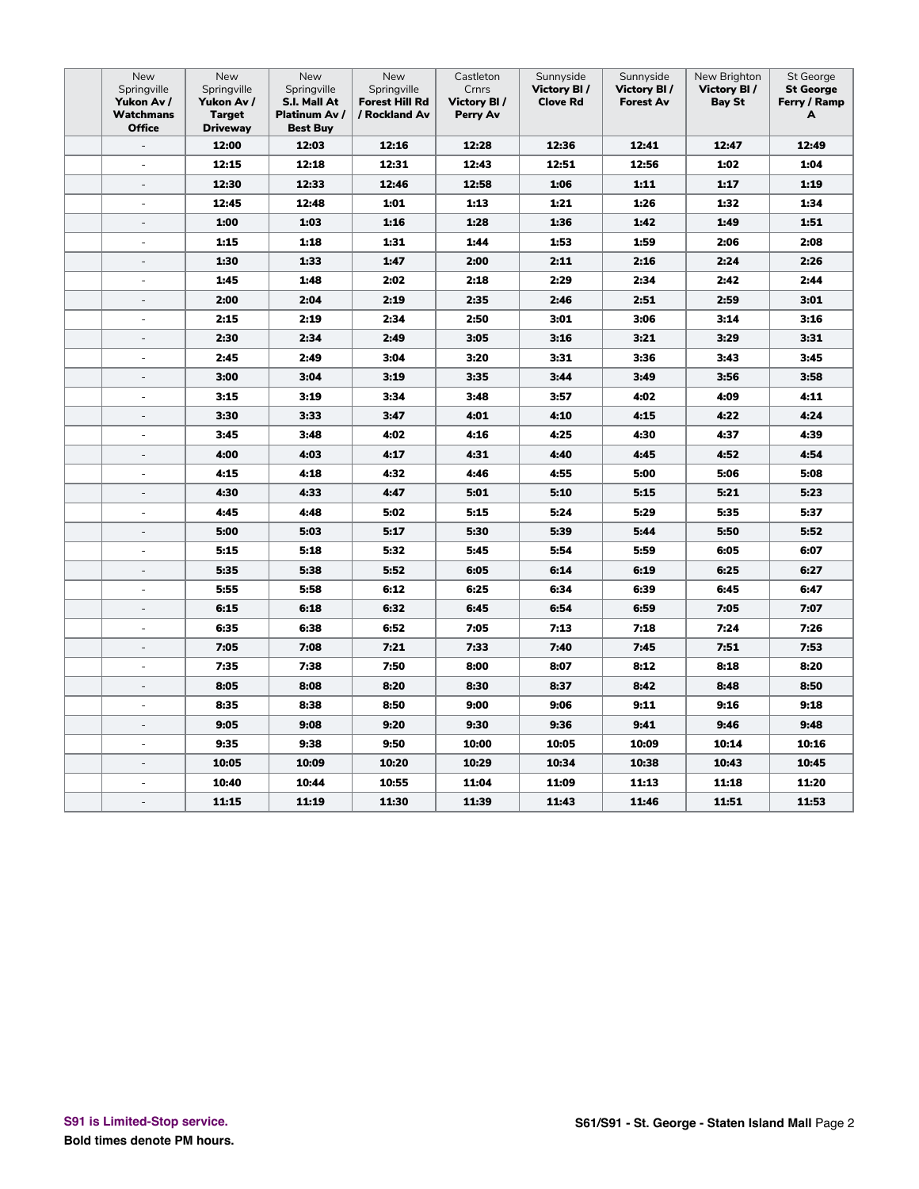| | New Springville **Yukon Av / Watchmans Office** | New Springville **Yukon Av / Target Driveway** | New Springville **S.I. Mall At Platinum Av / Best Buy** | New Springville **Forest Hill Rd / Rockland Av** | Castleton Crnrs **Victory Bl / Perry Av** | Sunnyside **Victory Bl / Clove Rd** | Sunnyside **Victory Bl / Forest Av** | New Brighton **Victory Bl / Bay St** | St George **St George Ferry / Ramp A** |
|---|---|---|---|---|---|---|---|---|---|
| | - | **12:00** | **12:03** | **12:16** | **12:28** | **12:36** | **12:41** | **12:47** | **12:49** |
| | - | **12:15** | **12:18** | **12:31** | **12:43** | **12:51** | **12:56** | **1:02** | **1:04** |
| | - | **12:30** | **12:33** | **12:46** | **12:58** | **1:06** | **1:11** | **1:17** | **1:19** |
| | - | **12:45** | **12:48** | **1:01** | **1:13** | **1:21** | **1:26** | **1:32** | **1:34** |
| | - | **1:00** | **1:03** | **1:16** | **1:28** | **1:36** | **1:42** | **1:49** | **1:51** |
| | - | **1:15** | **1:18** | **1:31** | **1:44** | **1:53** | **1:59** | **2:06** | **2:08** |
| | - | **1:30** | **1:33** | **1:47** | **2:00** | **2:11** | **2:16** | **2:24** | **2:26** |
| | - | **1:45** | **1:48** | **2:02** | **2:18** | **2:29** | **2:34** | **2:42** | **2:44** |
| | - | **2:00** | **2:04** | **2:19** | **2:35** | **2:46** | **2:51** | **2:59** | **3:01** |
| | - | **2:15** | **2:19** | **2:34** | **2:50** | **3:01** | **3:06** | **3:14** | **3:16** |
| | - | **2:30** | **2:34** | **2:49** | **3:05** | **3:16** | **3:21** | **3:29** | **3:31** |
| | - | **2:45** | **2:49** | **3:04** | **3:20** | **3:31** | **3:36** | **3:43** | **3:45** |
| | - | **3:00** | **3:04** | **3:19** | **3:35** | **3:44** | **3:49** | **3:56** | **3:58** |
| | - | **3:15** | **3:19** | **3:34** | **3:48** | **3:57** | **4:02** | **4:09** | **4:11** |
| | - | **3:30** | **3:33** | **3:47** | **4:01** | **4:10** | **4:15** | **4:22** | **4:24** |
| | - | **3:45** | **3:48** | **4:02** | **4:16** | **4:25** | **4:30** | **4:37** | **4:39** |
| | - | **4:00** | **4:03** | **4:17** | **4:31** | **4:40** | **4:45** | **4:52** | **4:54** |
| | - | **4:15** | **4:18** | **4:32** | **4:46** | **4:55** | **5:00** | **5:06** | **5:08** |
| | - | **4:30** | **4:33** | **4:47** | **5:01** | **5:10** | **5:15** | **5:21** | **5:23** |
| | - | **4:45** | **4:48** | **5:02** | **5:15** | **5:24** | **5:29** | **5:35** | **5:37** |
| | - | **5:00** | **5:03** | **5:17** | **5:30** | **5:39** | **5:44** | **5:50** | **5:52** |
| | - | **5:15** | **5:18** | **5:32** | **5:45** | **5:54** | **5:59** | **6:05** | **6:07** |
| | - | **5:35** | **5:38** | **5:52** | **6:05** | **6:14** | **6:19** | **6:25** | **6:27** |
| | - | **5:55** | **5:58** | **6:12** | **6:25** | **6:34** | **6:39** | **6:45** | **6:47** |
| | - | **6:15** | **6:18** | **6:32** | **6:45** | **6:54** | **6:59** | **7:05** | **7:07** |
| | - | **6:35** | **6:38** | **6:52** | **7:05** | **7:13** | **7:18** | **7:24** | **7:26** |
| | - | **7:05** | **7:08** | **7:21** | **7:33** | **7:40** | **7:45** | **7:51** | **7:53** |
| | - | **7:35** | **7:38** | **7:50** | **8:00** | **8:07** | **8:12** | **8:18** | **8:20** |
| | - | **8:05** | **8:08** | **8:20** | **8:30** | **8:37** | **8:42** | **8:48** | **8:50** |
| | - | **8:35** | **8:38** | **8:50** | **9:00** | **9:06** | **9:11** | **9:16** | **9:18** |
| | - | **9:05** | **9:08** | **9:20** | **9:30** | **9:36** | **9:41** | **9:46** | **9:48** |
| | - | **9:35** | **9:38** | **9:50** | **10:00** | **10:05** | **10:09** | **10:14** | **10:16** |
| | - | **10:05** | **10:09** | **10:20** | **10:29** | **10:34** | **10:38** | **10:43** | **10:45** |
| | - | **10:40** | **10:44** | **10:55** | **11:04** | **11:09** | **11:13** | **11:18** | **11:20** |
| | - | **11:15** | **11:19** | **11:30** | **11:39** | **11:43** | **11:46** | **11:51** | **11:53** |

**S91 is Limited-Stop service.**

**Bold times denote PM hours.**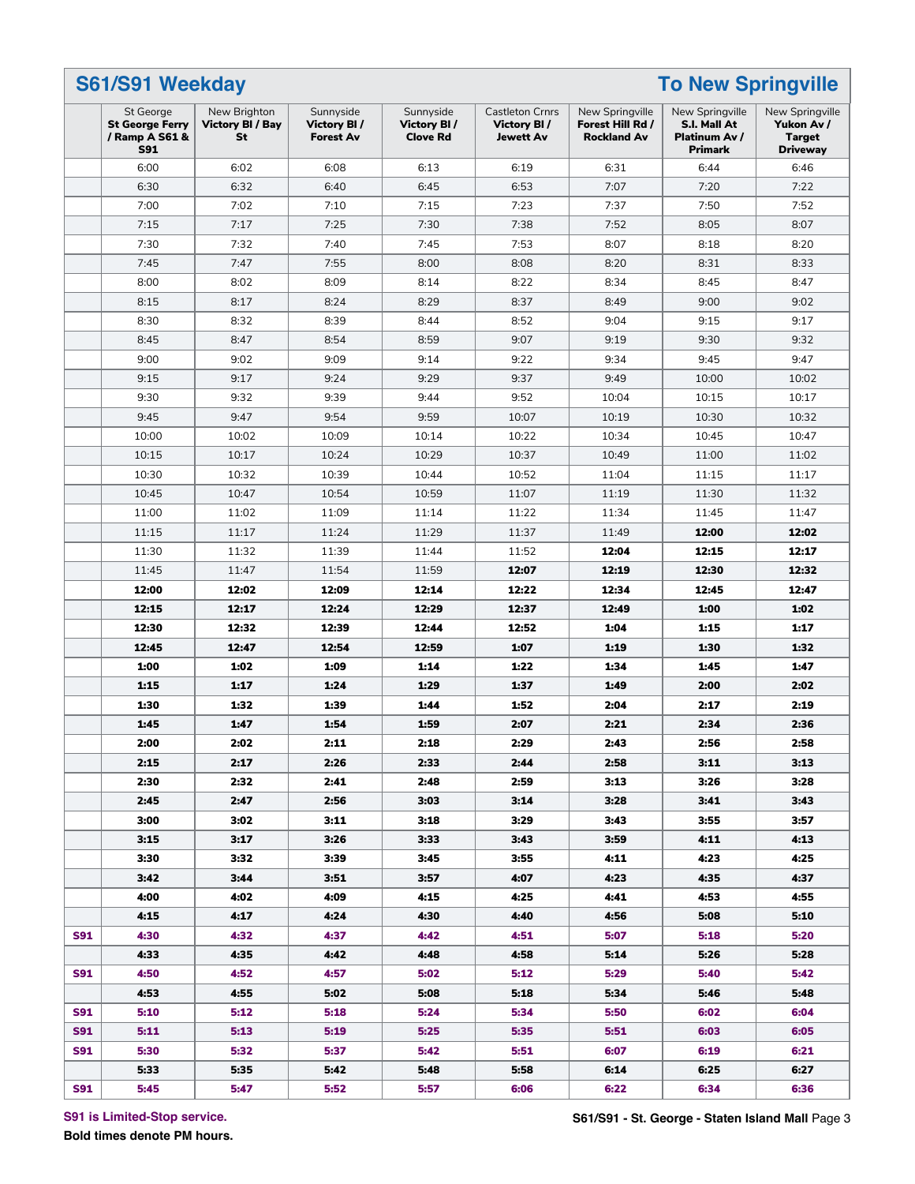## S61/S91 Weekday

## To New Springville

| | St George **St George Ferry / Ramp A S61 & S91** | New Brighton **Victory Bl / Bay St** | Sunnyside **Victory Bl / Forest Av** | Sunnyside **Victory Bl / Clove Rd** | Castleton Crnrs **Victory Bl / Jewett Av** | New Springville **Forest Hill Rd / Rockland Av** | New Springville **S.I. Mall At Platinum Av / Primark** | New Springville **Yukon Av / Target Driveway** |
|---|---|---|---|---|---|---|---|---|
| | 6:00 | 6:02 | 6:08 | 6:13 | 6:19 | 6:31 | 6:44 | 6:46 |
| | 6:30 | 6:32 | 6:40 | 6:45 | 6:53 | 7:07 | 7:20 | 7:22 |
| | 7:00 | 7:02 | 7:10 | 7:15 | 7:23 | 7:37 | 7:50 | 7:52 |
| | 7:15 | 7:17 | 7:25 | 7:30 | 7:38 | 7:52 | 8:05 | 8:07 |
| | 7:30 | 7:32 | 7:40 | 7:45 | 7:53 | 8:07 | 8:18 | 8:20 |
| | 7:45 | 7:47 | 7:55 | 8:00 | 8:08 | 8:20 | 8:31 | 8:33 |
| | 8:00 | 8:02 | 8:09 | 8:14 | 8:22 | 8:34 | 8:45 | 8:47 |
| | 8:15 | 8:17 | 8:24 | 8:29 | 8:37 | 8:49 | 9:00 | 9:02 |
| | 8:30 | 8:32 | 8:39 | 8:44 | 8:52 | 9:04 | 9:15 | 9:17 |
| | 8:45 | 8:47 | 8:54 | 8:59 | 9:07 | 9:19 | 9:30 | 9:32 |
| | 9:00 | 9:02 | 9:09 | 9:14 | 9:22 | 9:34 | 9:45 | 9:47 |
| | 9:15 | 9:17 | 9:24 | 9:29 | 9:37 | 9:49 | 10:00 | 10:02 |
| | 9:30 | 9:32 | 9:39 | 9:44 | 9:52 | 10:04 | 10:15 | 10:17 |
| | 9:45 | 9:47 | 9:54 | 9:59 | 10:07 | 10:19 | 10:30 | 10:32 |
| | 10:00 | 10:02 | 10:09 | 10:14 | 10:22 | 10:34 | 10:45 | 10:47 |
| | 10:15 | 10:17 | 10:24 | 10:29 | 10:37 | 10:49 | 11:00 | 11:02 |
| | 10:30 | 10:32 | 10:39 | 10:44 | 10:52 | 11:04 | 11:15 | 11:17 |
| | 10:45 | 10:47 | 10:54 | 10:59 | 11:07 | 11:19 | 11:30 | 11:32 |
| | 11:00 | 11:02 | 11:09 | 11:14 | 11:22 | 11:34 | 11:45 | 11:47 |
| | 11:15 | 11:17 | 11:24 | 11:29 | 11:37 | 11:49 | **12:00** | **12:02** |
| | 11:30 | 11:32 | 11:39 | 11:44 | 11:52 | **12:04** | **12:15** | **12:17** |
| | 11:45 | 11:47 | 11:54 | 11:59 | **12:07** | **12:19** | **12:30** | **12:32** |
| | **12:00** | **12:02** | **12:09** | **12:14** | **12:22** | **12:34** | **12:45** | **12:47** |
| | **12:15** | **12:17** | **12:24** | **12:29** | **12:37** | **12:49** | **1:00** | **1:02** |
| | **12:30** | **12:32** | **12:39** | **12:44** | **12:52** | **1:04** | **1:15** | **1:17** |
| | **12:45** | **12:47** | **12:54** | **12:59** | **1:07** | **1:19** | **1:30** | **1:32** |
| | **1:00** | **1:02** | **1:09** | **1:14** | **1:22** | **1:34** | **1:45** | **1:47** |
| | **1:15** | **1:17** | **1:24** | **1:29** | **1:37** | **1:49** | **2:00** | **2:02** |
| | **1:30** | **1:32** | **1:39** | **1:44** | **1:52** | **2:04** | **2:17** | **2:19** |
| | **1:45** | **1:47** | **1:54** | **1:59** | **2:07** | **2:21** | **2:34** | **2:36** |
| | **2:00** | **2:02** | **2:11** | **2:18** | **2:29** | **2:43** | **2:56** | **2:58** |
| | **2:15** | **2:17** | **2:26** | **2:33** | **2:44** | **2:58** | **3:11** | **3:13** |
| | **2:30** | **2:32** | **2:41** | **2:48** | **2:59** | **3:13** | **3:26** | **3:28** |
| | **2:45** | **2:47** | **2:56** | **3:03** | **3:14** | **3:28** | **3:41** | **3:43** |
| | **3:00** | **3:02** | **3:11** | **3:18** | **3:29** | **3:43** | **3:55** | **3:57** |
| | **3:15** | **3:17** | **3:26** | **3:33** | **3:43** | **3:59** | **4:11** | **4:13** |
| | **3:30** | **3:32** | **3:39** | **3:45** | **3:55** | **4:11** | **4:23** | **4:25** |
| | **3:42** | **3:44** | **3:51** | **3:57** | **4:07** | **4:23** | **4:35** | **4:37** |
| | **4:00** | **4:02** | **4:09** | **4:15** | **4:25** | **4:41** | **4:53** | **4:55** |
| | **4:15** | **4:17** | **4:24** | **4:30** | **4:40** | **4:56** | **5:08** | **5:10** |
| **S91** | **4:30** | **4:32** | **4:37** | **4:42** | **4:51** | **5:07** | **5:18** | **5:20** |
| | **4:33** | **4:35** | **4:42** | **4:48** | **4:58** | **5:14** | **5:26** | **5:28** |
| **S91** | **4:50** | **4:52** | **4:57** | **5:02** | **5:12** | **5:29** | **5:40** | **5:42** |
| | **4:53** | **4:55** | **5:02** | **5:08** | **5:18** | **5:34** | **5:46** | **5:48** |
| **S91** | **5:10** | **5:12** | **5:18** | **5:24** | **5:34** | **5:50** | **6:02** | **6:04** |
| **S91** | **5:11** | **5:13** | **5:19** | **5:25** | **5:35** | **5:51** | **6:03** | **6:05** |
| **S91** | **5:30** | **5:32** | **5:37** | **5:42** | **5:51** | **6:07** | **6:19** | **6:21** |
| | **5:33** | **5:35** | **5:42** | **5:48** | **5:58** | **6:14** | **6:25** | **6:27** |
| **S91** | **5:45** | **5:47** | **5:52** | **5:57** | **6:06** | **6:22** | **6:34** | **6:36** |

**S91 is Limited-Stop service.**

**Bold times denote PM hours.**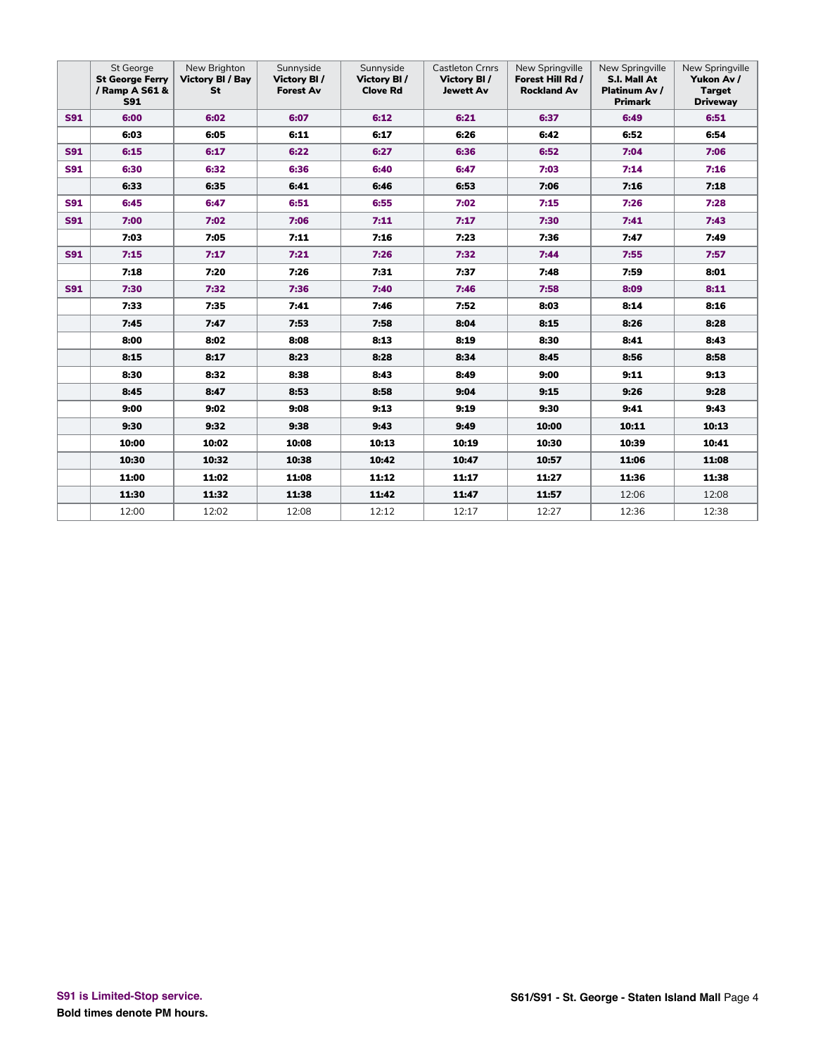| | St George **St George Ferry / Ramp A S61 & S91** | New Brighton **Victory Bl / Bay St** | Sunnyside **Victory Bl / Forest Av** | Sunnyside **Victory Bl / Clove Rd** | Castleton Crnrs **Victory Bl / Jewett Av** | New Springville **Forest Hill Rd / Rockland Av** | New Springville **S.I. Mall At Platinum Av / Primark** | New Springville **Yukon Av / Target Driveway** |
|---|---|---|---|---|---|---|---|---|
| **S91** | **6:00** | **6:02** | **6:07** | **6:12** | **6:21** | **6:37** | **6:49** | **6:51** |
| | **6:03** | **6:05** | **6:11** | **6:17** | **6:26** | **6:42** | **6:52** | **6:54** |
| **S91** | **6:15** | **6:17** | **6:22** | **6:27** | **6:36** | **6:52** | **7:04** | **7:06** |
| **S91** | **6:30** | **6:32** | **6:36** | **6:40** | **6:47** | **7:03** | **7:14** | **7:16** |
| | **6:33** | **6:35** | **6:41** | **6:46** | **6:53** | **7:06** | **7:16** | **7:18** |
| **S91** | **6:45** | **6:47** | **6:51** | **6:55** | **7:02** | **7:15** | **7:26** | **7:28** |
| **S91** | **7:00** | **7:02** | **7:06** | **7:11** | **7:17** | **7:30** | **7:41** | **7:43** |
| | **7:03** | **7:05** | **7:11** | **7:16** | **7:23** | **7:36** | **7:47** | **7:49** |
| **S91** | **7:15** | **7:17** | **7:21** | **7:26** | **7:32** | **7:44** | **7:55** | **7:57** |
| | **7:18** | **7:20** | **7:26** | **7:31** | **7:37** | **7:48** | **7:59** | **8:01** |
| **S91** | **7:30** | **7:32** | **7:36** | **7:40** | **7:46** | **7:58** | **8:09** | **8:11** |
| | **7:33** | **7:35** | **7:41** | **7:46** | **7:52** | **8:03** | **8:14** | **8:16** |
| | **7:45** | **7:47** | **7:53** | **7:58** | **8:04** | **8:15** | **8:26** | **8:28** |
| | **8:00** | **8:02** | **8:08** | **8:13** | **8:19** | **8:30** | **8:41** | **8:43** |
| | **8:15** | **8:17** | **8:23** | **8:28** | **8:34** | **8:45** | **8:56** | **8:58** |
| | **8:30** | **8:32** | **8:38** | **8:43** | **8:49** | **9:00** | **9:11** | **9:13** |
| | **8:45** | **8:47** | **8:53** | **8:58** | **9:04** | **9:15** | **9:26** | **9:28** |
| | **9:00** | **9:02** | **9:08** | **9:13** | **9:19** | **9:30** | **9:41** | **9:43** |
| | **9:30** | **9:32** | **9:38** | **9:43** | **9:49** | **10:00** | **10:11** | **10:13** |
| | **10:00** | **10:02** | **10:08** | **10:13** | **10:19** | **10:30** | **10:39** | **10:41** |
| | **10:30** | **10:32** | **10:38** | **10:42** | **10:47** | **10:57** | **11:06** | **11:08** |
| | **11:00** | **11:02** | **11:08** | **11:12** | **11:17** | **11:27** | **11:36** | **11:38** |
| | **11:30** | **11:32** | **11:38** | **11:42** | **11:47** | **11:57** | 12:06 | 12:08 |
| | 12:00 | 12:02 | 12:08 | 12:12 | 12:17 | 12:27 | 12:36 | 12:38 |

S91 is Limited-Stop service.

**Bold times denote PM hours.**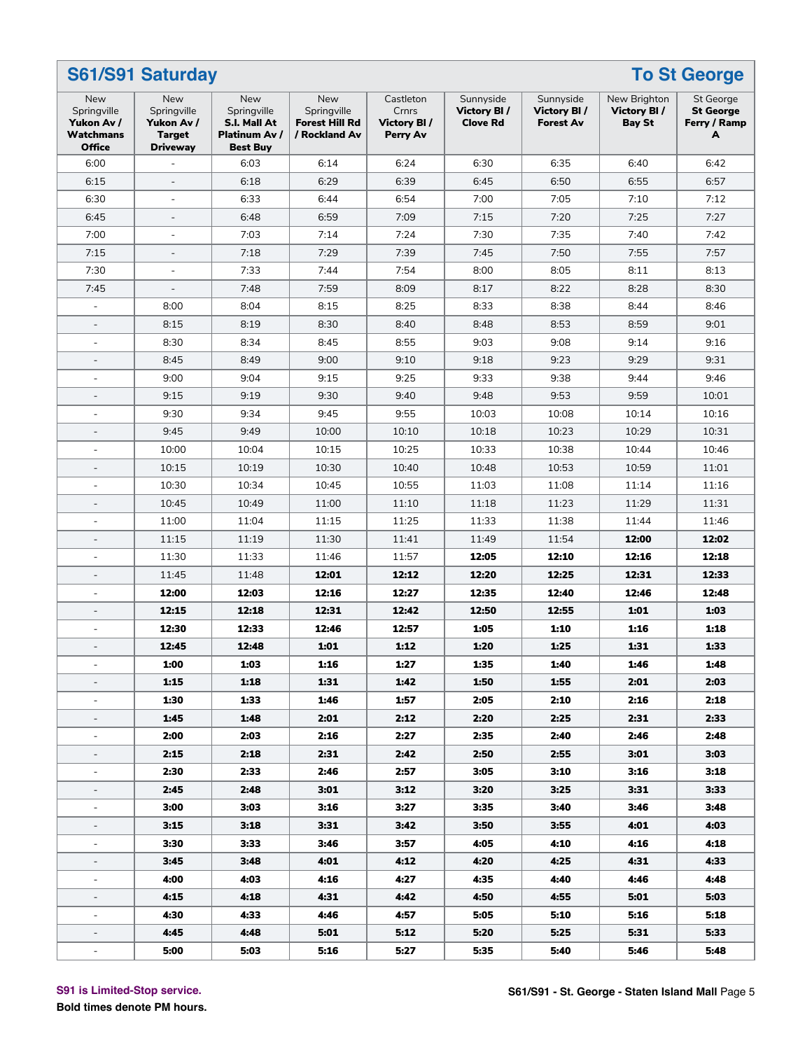## S61/S91 Saturday — To St George

| New Springville **Yukon Av / Watchmans Office** | New Springville **Yukon Av / Target Driveway** | New Springville **S.I. Mall At Platinum Av / Best Buy** | New Springville **Forest Hill Rd / Rockland Av** | Castleton Crnrs **Victory Bl / Perry Av** | Sunnyside **Victory Bl / Clove Rd** | Sunnyside **Victory Bl / Forest Av** | New Brighton **Victory Bl / Bay St** | St George **St George Ferry / Ramp A** |
|---|---|---|---|---|---|---|---|---|
| 6:00 | - | 6:03 | 6:14 | 6:24 | 6:30 | 6:35 | 6:40 | 6:42 |
| 6:15 | - | 6:18 | 6:29 | 6:39 | 6:45 | 6:50 | 6:55 | 6:57 |
| 6:30 | - | 6:33 | 6:44 | 6:54 | 7:00 | 7:05 | 7:10 | 7:12 |
| 6:45 | - | 6:48 | 6:59 | 7:09 | 7:15 | 7:20 | 7:25 | 7:27 |
| 7:00 | - | 7:03 | 7:14 | 7:24 | 7:30 | 7:35 | 7:40 | 7:42 |
| 7:15 | - | 7:18 | 7:29 | 7:39 | 7:45 | 7:50 | 7:55 | 7:57 |
| 7:30 | - | 7:33 | 7:44 | 7:54 | 8:00 | 8:05 | 8:11 | 8:13 |
| 7:45 | - | 7:48 | 7:59 | 8:09 | 8:17 | 8:22 | 8:28 | 8:30 |
| - | 8:00 | 8:04 | 8:15 | 8:25 | 8:33 | 8:38 | 8:44 | 8:46 |
| - | 8:15 | 8:19 | 8:30 | 8:40 | 8:48 | 8:53 | 8:59 | 9:01 |
| - | 8:30 | 8:34 | 8:45 | 8:55 | 9:03 | 9:08 | 9:14 | 9:16 |
| - | 8:45 | 8:49 | 9:00 | 9:10 | 9:18 | 9:23 | 9:29 | 9:31 |
| - | 9:00 | 9:04 | 9:15 | 9:25 | 9:33 | 9:38 | 9:44 | 9:46 |
| - | 9:15 | 9:19 | 9:30 | 9:40 | 9:48 | 9:53 | 9:59 | 10:01 |
| - | 9:30 | 9:34 | 9:45 | 9:55 | 10:03 | 10:08 | 10:14 | 10:16 |
| - | 9:45 | 9:49 | 10:00 | 10:10 | 10:18 | 10:23 | 10:29 | 10:31 |
| - | 10:00 | 10:04 | 10:15 | 10:25 | 10:33 | 10:38 | 10:44 | 10:46 |
| - | 10:15 | 10:19 | 10:30 | 10:40 | 10:48 | 10:53 | 10:59 | 11:01 |
| - | 10:30 | 10:34 | 10:45 | 10:55 | 11:03 | 11:08 | 11:14 | 11:16 |
| - | 10:45 | 10:49 | 11:00 | 11:10 | 11:18 | 11:23 | 11:29 | 11:31 |
| - | 11:00 | 11:04 | 11:15 | 11:25 | 11:33 | 11:38 | 11:44 | 11:46 |
| - | 11:15 | 11:19 | 11:30 | 11:41 | 11:49 | 11:54 | **12:00** | **12:02** |
| - | 11:30 | 11:33 | 11:46 | 11:57 | **12:05** | **12:10** | **12:16** | **12:18** |
| - | 11:45 | 11:48 | **12:01** | **12:12** | **12:20** | **12:25** | **12:31** | **12:33** |
| - | **12:00** | **12:03** | **12:16** | **12:27** | **12:35** | **12:40** | **12:46** | **12:48** |
| - | **12:15** | **12:18** | **12:31** | **12:42** | **12:50** | **12:55** | **1:01** | **1:03** |
| - | **12:30** | **12:33** | **12:46** | **12:57** | **1:05** | **1:10** | **1:16** | **1:18** |
| - | **12:45** | **12:48** | **1:01** | **1:12** | **1:20** | **1:25** | **1:31** | **1:33** |
| - | **1:00** | **1:03** | **1:16** | **1:27** | **1:35** | **1:40** | **1:46** | **1:48** |
| - | **1:15** | **1:18** | **1:31** | **1:42** | **1:50** | **1:55** | **2:01** | **2:03** |
| - | **1:30** | **1:33** | **1:46** | **1:57** | **2:05** | **2:10** | **2:16** | **2:18** |
| - | **1:45** | **1:48** | **2:01** | **2:12** | **2:20** | **2:25** | **2:31** | **2:33** |
| - | **2:00** | **2:03** | **2:16** | **2:27** | **2:35** | **2:40** | **2:46** | **2:48** |
| - | **2:15** | **2:18** | **2:31** | **2:42** | **2:50** | **2:55** | **3:01** | **3:03** |
| - | **2:30** | **2:33** | **2:46** | **2:57** | **3:05** | **3:10** | **3:16** | **3:18** |
| - | **2:45** | **2:48** | **3:01** | **3:12** | **3:20** | **3:25** | **3:31** | **3:33** |
| - | **3:00** | **3:03** | **3:16** | **3:27** | **3:35** | **3:40** | **3:46** | **3:48** |
| - | **3:15** | **3:18** | **3:31** | **3:42** | **3:50** | **3:55** | **4:01** | **4:03** |
| - | **3:30** | **3:33** | **3:46** | **3:57** | **4:05** | **4:10** | **4:16** | **4:18** |
| - | **3:45** | **3:48** | **4:01** | **4:12** | **4:20** | **4:25** | **4:31** | **4:33** |
| - | **4:00** | **4:03** | **4:16** | **4:27** | **4:35** | **4:40** | **4:46** | **4:48** |
| - | **4:15** | **4:18** | **4:31** | **4:42** | **4:50** | **4:55** | **5:01** | **5:03** |
| - | **4:30** | **4:33** | **4:46** | **4:57** | **5:05** | **5:10** | **5:16** | **5:18** |
| - | **4:45** | **4:48** | **5:01** | **5:12** | **5:20** | **5:25** | **5:31** | **5:33** |
| - | **5:00** | **5:03** | **5:16** | **5:27** | **5:35** | **5:40** | **5:46** | **5:48** |

S91 is Limited-Stop service.

**Bold times denote PM hours.**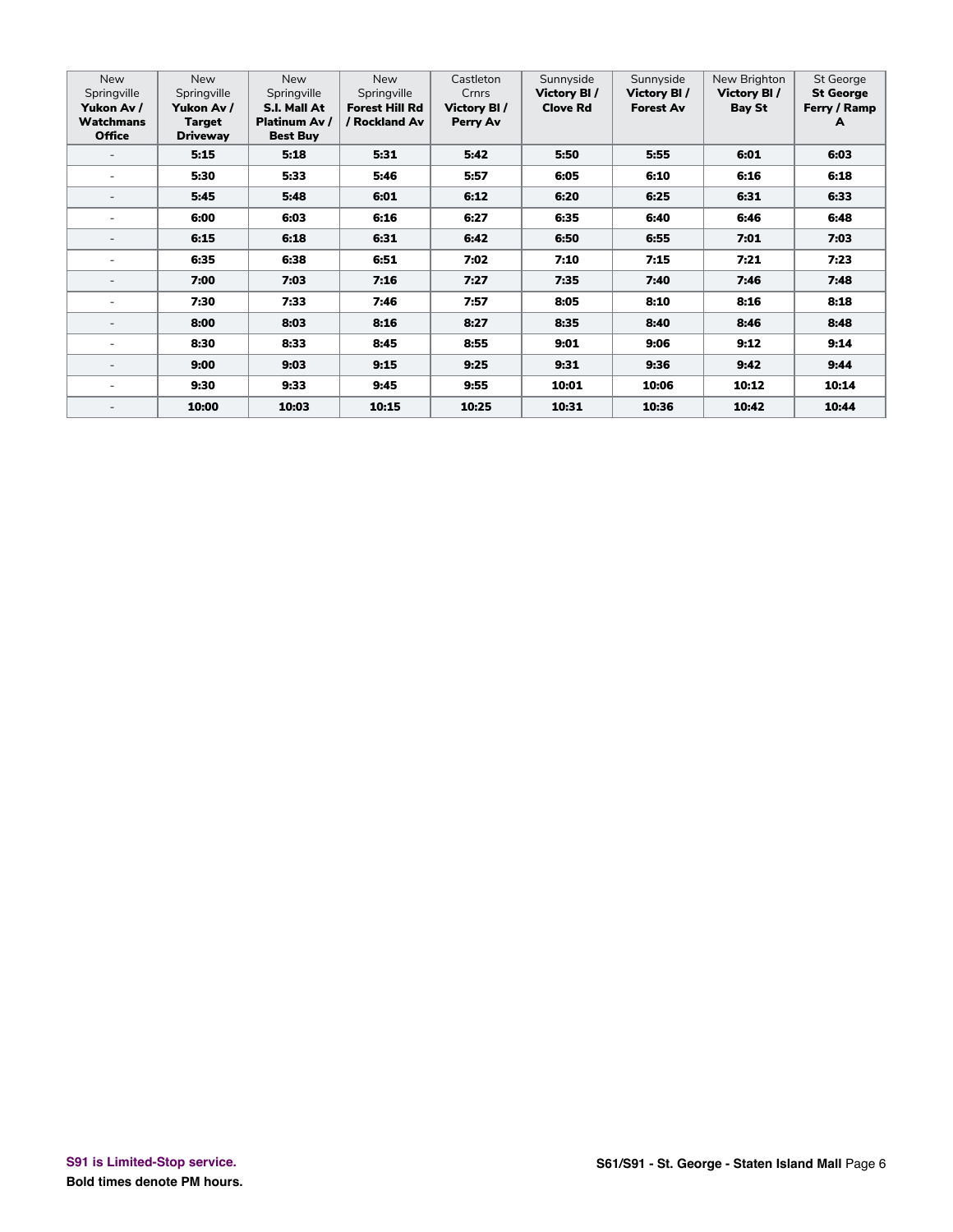| New Springville **Yukon Av / Watchmans Office** | New Springville **Yukon Av / Target Driveway** | New Springville **S.I. Mall At Platinum Av / Best Buy** | New Springville **Forest Hill Rd / Rockland Av** | Castleton Crnrs **Victory Bl / Perry Av** | Sunnyside **Victory Bl / Clove Rd** | Sunnyside **Victory Bl / Forest Av** | New Brighton **Victory Bl / Bay St** | St George **St George Ferry / Ramp A** |
|---|---|---|---|---|---|---|---|---|
| - | **5:15** | **5:18** | **5:31** | **5:42** | **5:50** | **5:55** | **6:01** | **6:03** |
| - | **5:30** | **5:33** | **5:46** | **5:57** | **6:05** | **6:10** | **6:16** | **6:18** |
| - | **5:45** | **5:48** | **6:01** | **6:12** | **6:20** | **6:25** | **6:31** | **6:33** |
| - | **6:00** | **6:03** | **6:16** | **6:27** | **6:35** | **6:40** | **6:46** | **6:48** |
| - | **6:15** | **6:18** | **6:31** | **6:42** | **6:50** | **6:55** | **7:01** | **7:03** |
| - | **6:35** | **6:38** | **6:51** | **7:02** | **7:10** | **7:15** | **7:21** | **7:23** |
| - | **7:00** | **7:03** | **7:16** | **7:27** | **7:35** | **7:40** | **7:46** | **7:48** |
| - | **7:30** | **7:33** | **7:46** | **7:57** | **8:05** | **8:10** | **8:16** | **8:18** |
| - | **8:00** | **8:03** | **8:16** | **8:27** | **8:35** | **8:40** | **8:46** | **8:48** |
| - | **8:30** | **8:33** | **8:45** | **8:55** | **9:01** | **9:06** | **9:12** | **9:14** |
| - | **9:00** | **9:03** | **9:15** | **9:25** | **9:31** | **9:36** | **9:42** | **9:44** |
| - | **9:30** | **9:33** | **9:45** | **9:55** | **10:01** | **10:06** | **10:12** | **10:14** |
| - | **10:00** | **10:03** | **10:15** | **10:25** | **10:31** | **10:36** | **10:42** | **10:44** |

**S91 is Limited-Stop service.**

**Bold times denote PM hours.**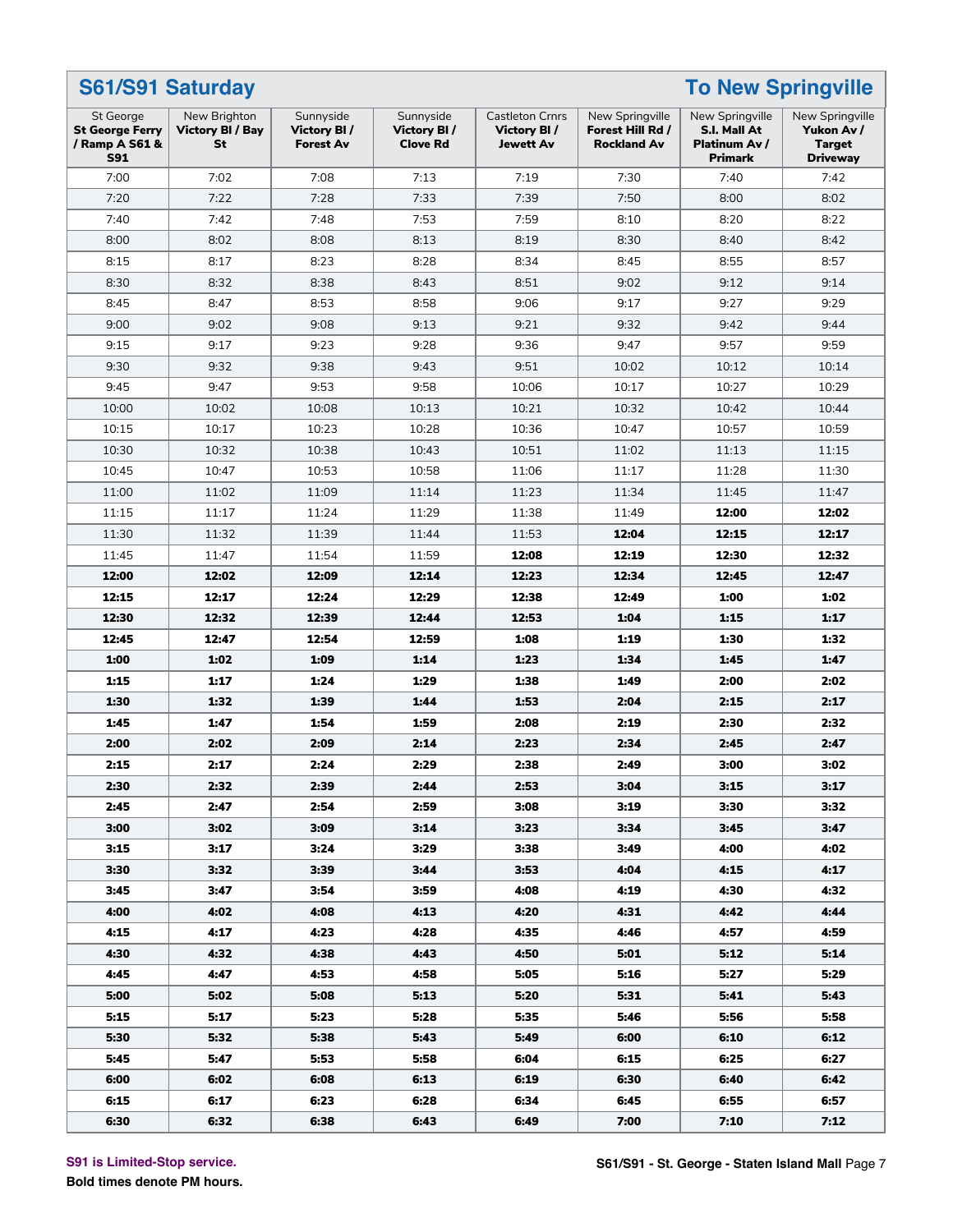## S61/S91 Saturday — To New Springville

| St George **St George Ferry / Ramp A S61 & S91** | New Brighton **Victory Bl / Bay St** | Sunnyside **Victory Bl / Forest Av** | Sunnyside **Victory Bl / Clove Rd** | Castleton Crnrs **Victory Bl / Jewett Av** | New Springville **Forest Hill Rd / Rockland Av** | New Springville **S.I. Mall At Platinum Av / Primark** | New Springville **Yukon Av / Target Driveway** |
|---|---|---|---|---|---|---|---|
| 7:00 | 7:02 | 7:08 | 7:13 | 7:19 | 7:30 | 7:40 | 7:42 |
| 7:20 | 7:22 | 7:28 | 7:33 | 7:39 | 7:50 | 8:00 | 8:02 |
| 7:40 | 7:42 | 7:48 | 7:53 | 7:59 | 8:10 | 8:20 | 8:22 |
| 8:00 | 8:02 | 8:08 | 8:13 | 8:19 | 8:30 | 8:40 | 8:42 |
| 8:15 | 8:17 | 8:23 | 8:28 | 8:34 | 8:45 | 8:55 | 8:57 |
| 8:30 | 8:32 | 8:38 | 8:43 | 8:51 | 9:02 | 9:12 | 9:14 |
| 8:45 | 8:47 | 8:53 | 8:58 | 9:06 | 9:17 | 9:27 | 9:29 |
| 9:00 | 9:02 | 9:08 | 9:13 | 9:21 | 9:32 | 9:42 | 9:44 |
| 9:15 | 9:17 | 9:23 | 9:28 | 9:36 | 9:47 | 9:57 | 9:59 |
| 9:30 | 9:32 | 9:38 | 9:43 | 9:51 | 10:02 | 10:12 | 10:14 |
| 9:45 | 9:47 | 9:53 | 9:58 | 10:06 | 10:17 | 10:27 | 10:29 |
| 10:00 | 10:02 | 10:08 | 10:13 | 10:21 | 10:32 | 10:42 | 10:44 |
| 10:15 | 10:17 | 10:23 | 10:28 | 10:36 | 10:47 | 10:57 | 10:59 |
| 10:30 | 10:32 | 10:38 | 10:43 | 10:51 | 11:02 | 11:13 | 11:15 |
| 10:45 | 10:47 | 10:53 | 10:58 | 11:06 | 11:17 | 11:28 | 11:30 |
| 11:00 | 11:02 | 11:09 | 11:14 | 11:23 | 11:34 | 11:45 | 11:47 |
| 11:15 | 11:17 | 11:24 | 11:29 | 11:38 | 11:49 | **12:00** | **12:02** |
| 11:30 | 11:32 | 11:39 | 11:44 | 11:53 | **12:04** | **12:15** | **12:17** |
| 11:45 | 11:47 | 11:54 | 11:59 | **12:08** | **12:19** | **12:30** | **12:32** |
| **12:00** | **12:02** | **12:09** | **12:14** | **12:23** | **12:34** | **12:45** | **12:47** |
| **12:15** | **12:17** | **12:24** | **12:29** | **12:38** | **12:49** | **1:00** | **1:02** |
| **12:30** | **12:32** | **12:39** | **12:44** | **12:53** | **1:04** | **1:15** | **1:17** |
| **12:45** | **12:47** | **12:54** | **12:59** | **1:08** | **1:19** | **1:30** | **1:32** |
| **1:00** | **1:02** | **1:09** | **1:14** | **1:23** | **1:34** | **1:45** | **1:47** |
| **1:15** | **1:17** | **1:24** | **1:29** | **1:38** | **1:49** | **2:00** | **2:02** |
| **1:30** | **1:32** | **1:39** | **1:44** | **1:53** | **2:04** | **2:15** | **2:17** |
| **1:45** | **1:47** | **1:54** | **1:59** | **2:08** | **2:19** | **2:30** | **2:32** |
| **2:00** | **2:02** | **2:09** | **2:14** | **2:23** | **2:34** | **2:45** | **2:47** |
| **2:15** | **2:17** | **2:24** | **2:29** | **2:38** | **2:49** | **3:00** | **3:02** |
| **2:30** | **2:32** | **2:39** | **2:44** | **2:53** | **3:04** | **3:15** | **3:17** |
| **2:45** | **2:47** | **2:54** | **2:59** | **3:08** | **3:19** | **3:30** | **3:32** |
| **3:00** | **3:02** | **3:09** | **3:14** | **3:23** | **3:34** | **3:45** | **3:47** |
| **3:15** | **3:17** | **3:24** | **3:29** | **3:38** | **3:49** | **4:00** | **4:02** |
| **3:30** | **3:32** | **3:39** | **3:44** | **3:53** | **4:04** | **4:15** | **4:17** |
| **3:45** | **3:47** | **3:54** | **3:59** | **4:08** | **4:19** | **4:30** | **4:32** |
| **4:00** | **4:02** | **4:08** | **4:13** | **4:20** | **4:31** | **4:42** | **4:44** |
| **4:15** | **4:17** | **4:23** | **4:28** | **4:35** | **4:46** | **4:57** | **4:59** |
| **4:30** | **4:32** | **4:38** | **4:43** | **4:50** | **5:01** | **5:12** | **5:14** |
| **4:45** | **4:47** | **4:53** | **4:58** | **5:05** | **5:16** | **5:27** | **5:29** |
| **5:00** | **5:02** | **5:08** | **5:13** | **5:20** | **5:31** | **5:41** | **5:43** |
| **5:15** | **5:17** | **5:23** | **5:28** | **5:35** | **5:46** | **5:56** | **5:58** |
| **5:30** | **5:32** | **5:38** | **5:43** | **5:49** | **6:00** | **6:10** | **6:12** |
| **5:45** | **5:47** | **5:53** | **5:58** | **6:04** | **6:15** | **6:25** | **6:27** |
| **6:00** | **6:02** | **6:08** | **6:13** | **6:19** | **6:30** | **6:40** | **6:42** |
| **6:15** | **6:17** | **6:23** | **6:28** | **6:34** | **6:45** | **6:55** | **6:57** |
| **6:30** | **6:32** | **6:38** | **6:43** | **6:49** | **7:00** | **7:10** | **7:12** |

S91 is Limited-Stop service.

**Bold times denote PM hours.**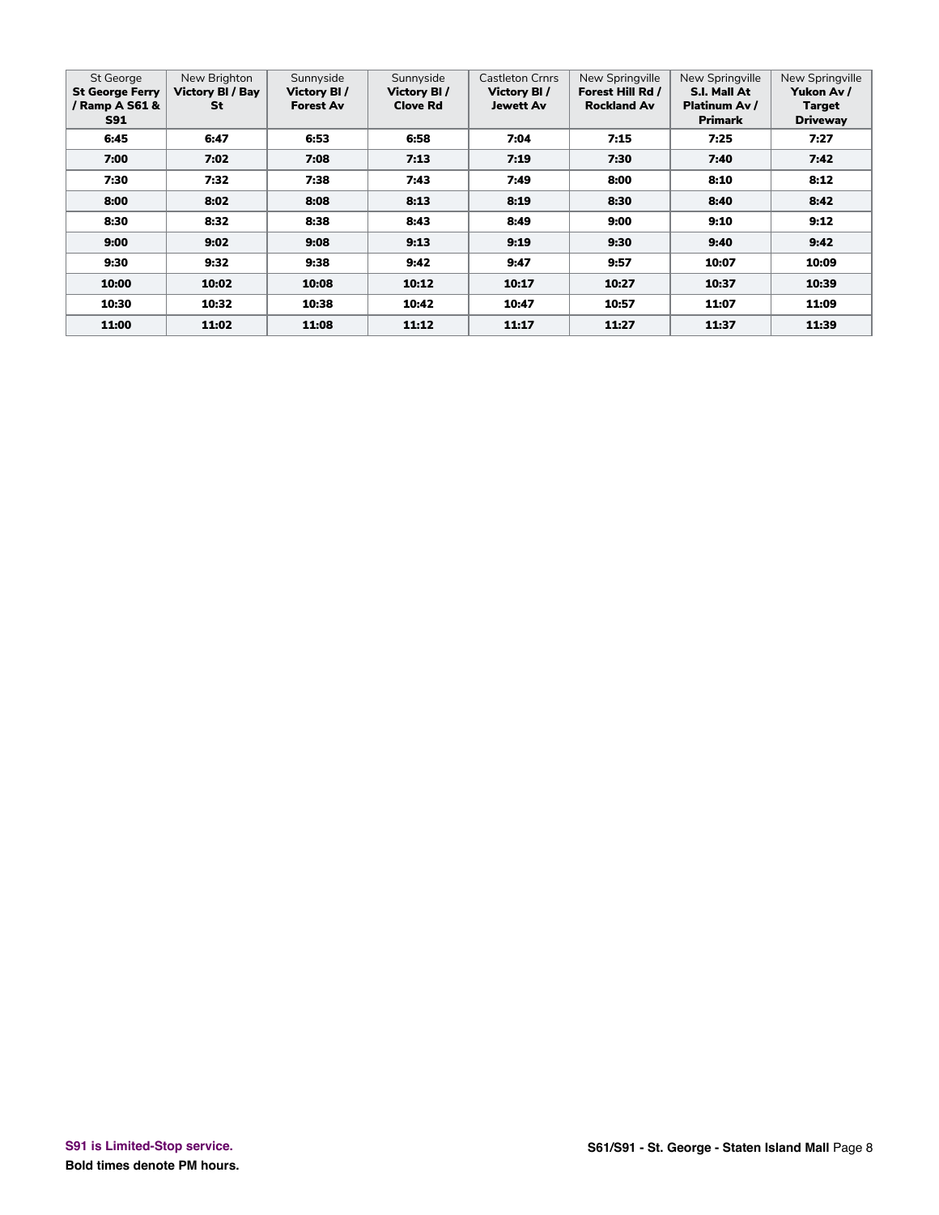| St George **St George Ferry / Ramp A S61 & S91** | New Brighton **Victory Bl / Bay St** | Sunnyside **Victory Bl / Forest Av** | Sunnyside **Victory Bl / Clove Rd** | Castleton Crnrs **Victory Bl / Jewett Av** | New Springville **Forest Hill Rd / Rockland Av** | New Springville **S.I. Mall At Platinum Av / Primark** | New Springville **Yukon Av / Target Driveway** |
|---|---|---|---|---|---|---|---|
| **6:45** | **6:47** | **6:53** | **6:58** | **7:04** | **7:15** | **7:25** | **7:27** |
| **7:00** | **7:02** | **7:08** | **7:13** | **7:19** | **7:30** | **7:40** | **7:42** |
| **7:30** | **7:32** | **7:38** | **7:43** | **7:49** | **8:00** | **8:10** | **8:12** |
| **8:00** | **8:02** | **8:08** | **8:13** | **8:19** | **8:30** | **8:40** | **8:42** |
| **8:30** | **8:32** | **8:38** | **8:43** | **8:49** | **9:00** | **9:10** | **9:12** |
| **9:00** | **9:02** | **9:08** | **9:13** | **9:19** | **9:30** | **9:40** | **9:42** |
| **9:30** | **9:32** | **9:38** | **9:42** | **9:47** | **9:57** | **10:07** | **10:09** |
| **10:00** | **10:02** | **10:08** | **10:12** | **10:17** | **10:27** | **10:37** | **10:39** |
| **10:30** | **10:32** | **10:38** | **10:42** | **10:47** | **10:57** | **11:07** | **11:09** |
| **11:00** | **11:02** | **11:08** | **11:12** | **11:17** | **11:27** | **11:37** | **11:39** |

**S91 is Limited-Stop service.**

**Bold times denote PM hours.**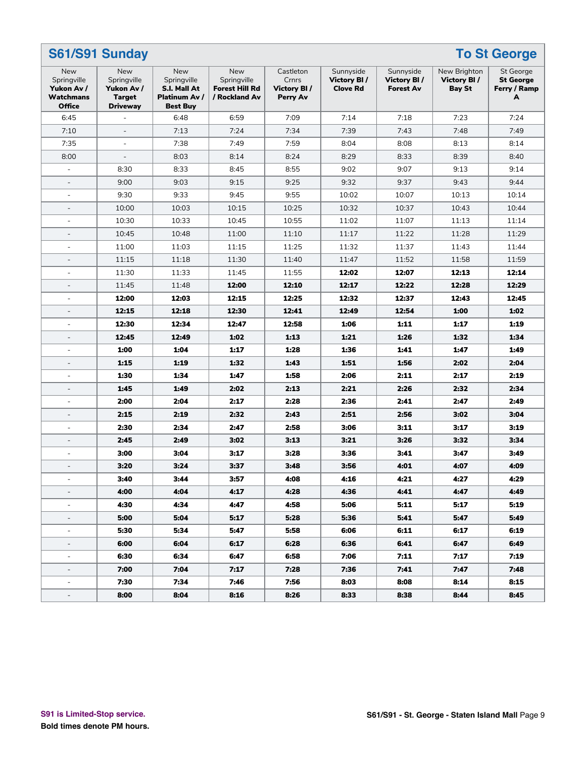## S61/S91 Sunday — To St George

| New Springville **Yukon Av / Watchmans Office** | New Springville **Yukon Av / Target Driveway** | New Springville **S.I. Mall At Platinum Av / Best Buy** | New Springville **Forest Hill Rd / Rockland Av** | Castleton Crnrs **Victory Bl / Perry Av** | Sunnyside **Victory Bl / Clove Rd** | Sunnyside **Victory Bl / Forest Av** | New Brighton **Victory Bl / Bay St** | St George **St George Ferry / Ramp A** |
|---|---|---|---|---|---|---|---|---|
| 6:45 | - | 6:48 | 6:59 | 7:09 | 7:14 | 7:18 | 7:23 | 7:24 |
| 7:10 | - | 7:13 | 7:24 | 7:34 | 7:39 | 7:43 | 7:48 | 7:49 |
| 7:35 | - | 7:38 | 7:49 | 7:59 | 8:04 | 8:08 | 8:13 | 8:14 |
| 8:00 | - | 8:03 | 8:14 | 8:24 | 8:29 | 8:33 | 8:39 | 8:40 |
| - | 8:30 | 8:33 | 8:45 | 8:55 | 9:02 | 9:07 | 9:13 | 9:14 |
| - | 9:00 | 9:03 | 9:15 | 9:25 | 9:32 | 9:37 | 9:43 | 9:44 |
| - | 9:30 | 9:33 | 9:45 | 9:55 | 10:02 | 10:07 | 10:13 | 10:14 |
| - | 10:00 | 10:03 | 10:15 | 10:25 | 10:32 | 10:37 | 10:43 | 10:44 |
| - | 10:30 | 10:33 | 10:45 | 10:55 | 11:02 | 11:07 | 11:13 | 11:14 |
| - | 10:45 | 10:48 | 11:00 | 11:10 | 11:17 | 11:22 | 11:28 | 11:29 |
| - | 11:00 | 11:03 | 11:15 | 11:25 | 11:32 | 11:37 | 11:43 | 11:44 |
| - | 11:15 | 11:18 | 11:30 | 11:40 | 11:47 | 11:52 | 11:58 | 11:59 |
| - | 11:30 | 11:33 | 11:45 | 11:55 | **12:02** | **12:07** | **12:13** | **12:14** |
| - | 11:45 | 11:48 | **12:00** | **12:10** | **12:17** | **12:22** | **12:28** | **12:29** |
| - | **12:00** | **12:03** | **12:15** | **12:25** | **12:32** | **12:37** | **12:43** | **12:45** |
| - | **12:15** | **12:18** | **12:30** | **12:41** | **12:49** | **12:54** | **1:00** | **1:02** |
| - | **12:30** | **12:34** | **12:47** | **12:58** | **1:06** | **1:11** | **1:17** | **1:19** |
| - | **12:45** | **12:49** | **1:02** | **1:13** | **1:21** | **1:26** | **1:32** | **1:34** |
| - | **1:00** | **1:04** | **1:17** | **1:28** | **1:36** | **1:41** | **1:47** | **1:49** |
| - | **1:15** | **1:19** | **1:32** | **1:43** | **1:51** | **1:56** | **2:02** | **2:04** |
| - | **1:30** | **1:34** | **1:47** | **1:58** | **2:06** | **2:11** | **2:17** | **2:19** |
| - | **1:45** | **1:49** | **2:02** | **2:13** | **2:21** | **2:26** | **2:32** | **2:34** |
| - | **2:00** | **2:04** | **2:17** | **2:28** | **2:36** | **2:41** | **2:47** | **2:49** |
| - | **2:15** | **2:19** | **2:32** | **2:43** | **2:51** | **2:56** | **3:02** | **3:04** |
| - | **2:30** | **2:34** | **2:47** | **2:58** | **3:06** | **3:11** | **3:17** | **3:19** |
| - | **2:45** | **2:49** | **3:02** | **3:13** | **3:21** | **3:26** | **3:32** | **3:34** |
| - | **3:00** | **3:04** | **3:17** | **3:28** | **3:36** | **3:41** | **3:47** | **3:49** |
| - | **3:20** | **3:24** | **3:37** | **3:48** | **3:56** | **4:01** | **4:07** | **4:09** |
| - | **3:40** | **3:44** | **3:57** | **4:08** | **4:16** | **4:21** | **4:27** | **4:29** |
| - | **4:00** | **4:04** | **4:17** | **4:28** | **4:36** | **4:41** | **4:47** | **4:49** |
| - | **4:30** | **4:34** | **4:47** | **4:58** | **5:06** | **5:11** | **5:17** | **5:19** |
| - | **5:00** | **5:04** | **5:17** | **5:28** | **5:36** | **5:41** | **5:47** | **5:49** |
| - | **5:30** | **5:34** | **5:47** | **5:58** | **6:06** | **6:11** | **6:17** | **6:19** |
| - | **6:00** | **6:04** | **6:17** | **6:28** | **6:36** | **6:41** | **6:47** | **6:49** |
| - | **6:30** | **6:34** | **6:47** | **6:58** | **7:06** | **7:11** | **7:17** | **7:19** |
| - | **7:00** | **7:04** | **7:17** | **7:28** | **7:36** | **7:41** | **7:47** | **7:48** |
| - | **7:30** | **7:34** | **7:46** | **7:56** | **8:03** | **8:08** | **8:14** | **8:15** |
| - | **8:00** | **8:04** | **8:16** | **8:26** | **8:33** | **8:38** | **8:44** | **8:45** |

S91 is Limited-Stop service.

**Bold times denote PM hours.**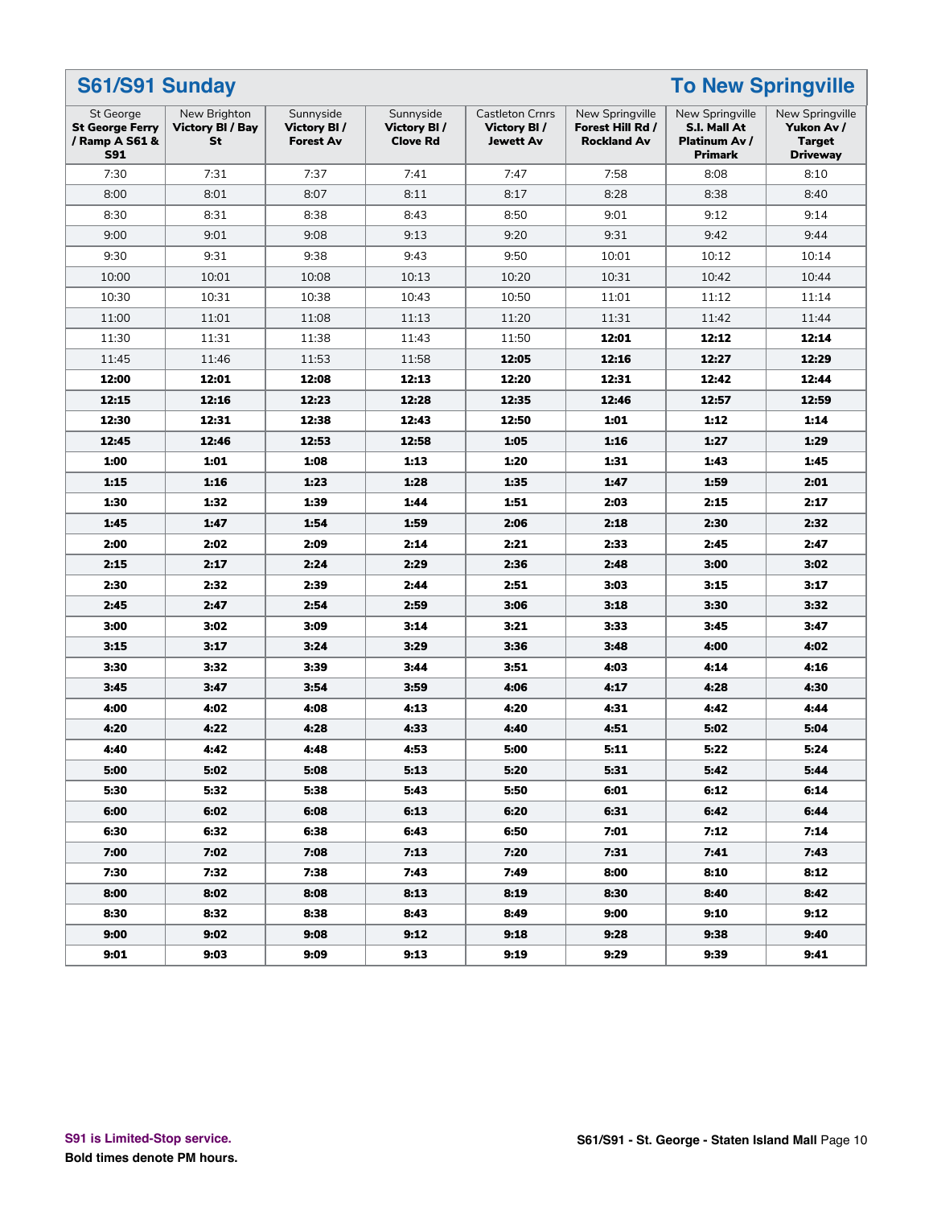## S61/S91 Sunday — To New Springville

| St George **St George Ferry / Ramp A S61 & S91** | New Brighton **Victory Bl / Bay St** | Sunnyside **Victory Bl / Forest Av** | Sunnyside **Victory Bl / Clove Rd** | Castleton Crnrs **Victory Bl / Jewett Av** | New Springville **Forest Hill Rd / Rockland Av** | New Springville **S.I. Mall At Platinum Av / Primark** | New Springville **Yukon Av / Target Driveway** |
|---|---|---|---|---|---|---|---|
| 7:30 | 7:31 | 7:37 | 7:41 | 7:47 | 7:58 | 8:08 | 8:10 |
| 8:00 | 8:01 | 8:07 | 8:11 | 8:17 | 8:28 | 8:38 | 8:40 |
| 8:30 | 8:31 | 8:38 | 8:43 | 8:50 | 9:01 | 9:12 | 9:14 |
| 9:00 | 9:01 | 9:08 | 9:13 | 9:20 | 9:31 | 9:42 | 9:44 |
| 9:30 | 9:31 | 9:38 | 9:43 | 9:50 | 10:01 | 10:12 | 10:14 |
| 10:00 | 10:01 | 10:08 | 10:13 | 10:20 | 10:31 | 10:42 | 10:44 |
| 10:30 | 10:31 | 10:38 | 10:43 | 10:50 | 11:01 | 11:12 | 11:14 |
| 11:00 | 11:01 | 11:08 | 11:13 | 11:20 | 11:31 | 11:42 | 11:44 |
| 11:30 | 11:31 | 11:38 | 11:43 | 11:50 | **12:01** | **12:12** | **12:14** |
| 11:45 | 11:46 | 11:53 | 11:58 | **12:05** | **12:16** | **12:27** | **12:29** |
| **12:00** | **12:01** | **12:08** | **12:13** | **12:20** | **12:31** | **12:42** | **12:44** |
| **12:15** | **12:16** | **12:23** | **12:28** | **12:35** | **12:46** | **12:57** | **12:59** |
| **12:30** | **12:31** | **12:38** | **12:43** | **12:50** | **1:01** | **1:12** | **1:14** |
| **12:45** | **12:46** | **12:53** | **12:58** | **1:05** | **1:16** | **1:27** | **1:29** |
| **1:00** | **1:01** | **1:08** | **1:13** | **1:20** | **1:31** | **1:43** | **1:45** |
| **1:15** | **1:16** | **1:23** | **1:28** | **1:35** | **1:47** | **1:59** | **2:01** |
| **1:30** | **1:32** | **1:39** | **1:44** | **1:51** | **2:03** | **2:15** | **2:17** |
| **1:45** | **1:47** | **1:54** | **1:59** | **2:06** | **2:18** | **2:30** | **2:32** |
| **2:00** | **2:02** | **2:09** | **2:14** | **2:21** | **2:33** | **2:45** | **2:47** |
| **2:15** | **2:17** | **2:24** | **2:29** | **2:36** | **2:48** | **3:00** | **3:02** |
| **2:30** | **2:32** | **2:39** | **2:44** | **2:51** | **3:03** | **3:15** | **3:17** |
| **2:45** | **2:47** | **2:54** | **2:59** | **3:06** | **3:18** | **3:30** | **3:32** |
| **3:00** | **3:02** | **3:09** | **3:14** | **3:21** | **3:33** | **3:45** | **3:47** |
| **3:15** | **3:17** | **3:24** | **3:29** | **3:36** | **3:48** | **4:00** | **4:02** |
| **3:30** | **3:32** | **3:39** | **3:44** | **3:51** | **4:03** | **4:14** | **4:16** |
| **3:45** | **3:47** | **3:54** | **3:59** | **4:06** | **4:17** | **4:28** | **4:30** |
| **4:00** | **4:02** | **4:08** | **4:13** | **4:20** | **4:31** | **4:42** | **4:44** |
| **4:20** | **4:22** | **4:28** | **4:33** | **4:40** | **4:51** | **5:02** | **5:04** |
| **4:40** | **4:42** | **4:48** | **4:53** | **5:00** | **5:11** | **5:22** | **5:24** |
| **5:00** | **5:02** | **5:08** | **5:13** | **5:20** | **5:31** | **5:42** | **5:44** |
| **5:30** | **5:32** | **5:38** | **5:43** | **5:50** | **6:01** | **6:12** | **6:14** |
| **6:00** | **6:02** | **6:08** | **6:13** | **6:20** | **6:31** | **6:42** | **6:44** |
| **6:30** | **6:32** | **6:38** | **6:43** | **6:50** | **7:01** | **7:12** | **7:14** |
| **7:00** | **7:02** | **7:08** | **7:13** | **7:20** | **7:31** | **7:41** | **7:43** |
| **7:30** | **7:32** | **7:38** | **7:43** | **7:49** | **8:00** | **8:10** | **8:12** |
| **8:00** | **8:02** | **8:08** | **8:13** | **8:19** | **8:30** | **8:40** | **8:42** |
| **8:30** | **8:32** | **8:38** | **8:43** | **8:49** | **9:00** | **9:10** | **9:12** |
| **9:00** | **9:02** | **9:08** | **9:12** | **9:18** | **9:28** | **9:38** | **9:40** |
| **9:01** | **9:03** | **9:09** | **9:13** | **9:19** | **9:29** | **9:39** | **9:41** |

**S91 is Limited-Stop service.**

**Bold times denote PM hours.**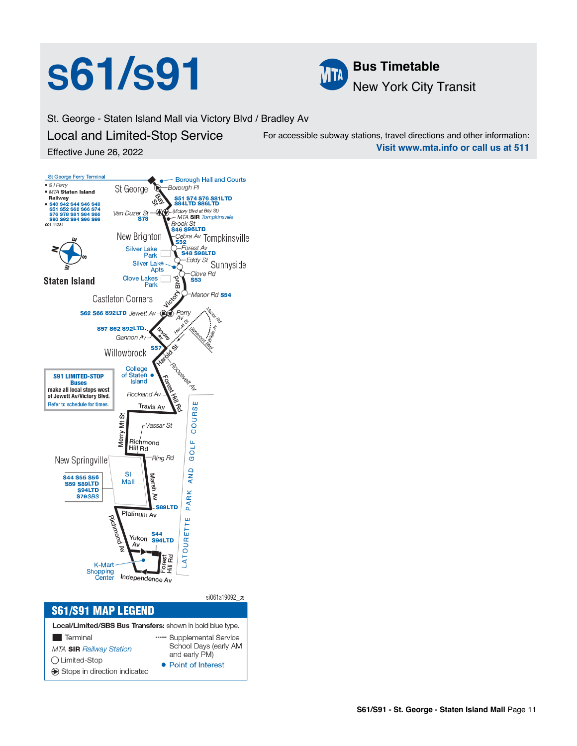# s61/s91

**Bus Timetable**
New York City Transit

St. George - Staten Island Mall via Victory Blvd / Bradley Av

## Local and Limited-Stop Service

Effective June 26, 2022

For accessible subway stations, travel directions and other information:
**Visit www.mta.info or call us at 511**

St George Ferry Terminal
- S I Ferry
- MTA **Staten Island Railway**
- **S40 S42 S44 S46 S48 S51 S52 S62 S66 S74 S76 S78 S81 S84 S86 S90 S92 S94 S96 S98**

St George

- Borough Hall and Courts
- Borough Pl
- Bay St
- **S51 S74 S76 S81LTD S84LTD S86LTD**
- Van Duzer St **S78**
- (Victory Blvd at Bay St)
- MTA **SIR** Tompkinsville
- Brook St **S46 S96LTD**
- Cebra Av **S52** — Tompkinsville
- Forest Av **S48 S98LTD**
- Eddy St — Sunnyside
- Clove Rd **S53**
- Manor Rd **S54**
- Victory Blvd
- **S62 S66 S92LTD** Jewett Av
- Perry Av
- **S57 S62 S92LTD** Gannon Av
- Bradley Av
- Harold St **S57**
- Roosevelt Av
- Forest Hill Rd
- Rockland Av
- Travis Av
- Merry Mt St
- Vassar St
- Richmond Hill Rd
- Ring Rd
- Marsh Av
- **S89LTD**
- Platinum Av
- Richmond Av
- Yukon Av **S44 S94LTD**
- Forest Hill Rd
- Independence Av

New Brighton, Silver Lake Park, Silver Lake Apts, Clove Lakes Park, Castleton Corners, Willowbrook, College of Staten Island, New Springville, SI Mall (**S44 S55 S56 S59 S89LTD S94LTD** *S79SBS*), K-Mart Shopping Center, LaTourette Park and Golf Course, Manor Rd, Harold St, Gansevoort Blvd, Brabin Av

Staten Island

**S91 LIMITED-STOP Buses** make all local stops west of Jewett Av/Victory Blvd. Refer to schedule for times.

si061a19092_cs

## S61/S91 MAP LEGEND

**Local/Limited/SBS Bus Transfers:** shown in bold blue type.

- Terminal
- MTA **SIR** Railway Station
- Limited-Stop
- Stops in direction indicated
- Supplemental Service School Days (early AM and early PM)
- Point of Interest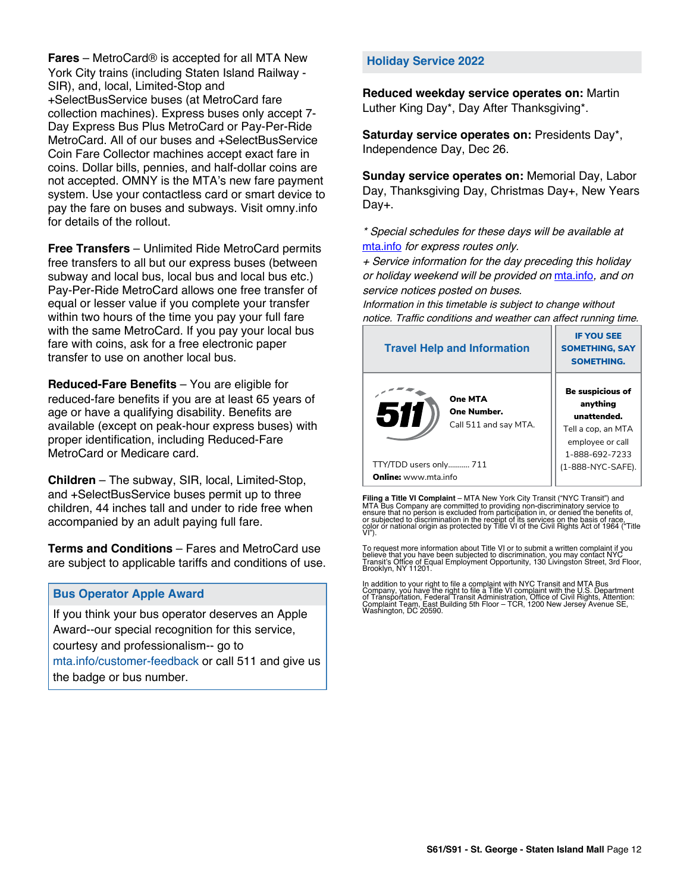**Fares** – MetroCard® is accepted for all MTA New York City trains (including Staten Island Railway - SIR), and, local, Limited-Stop and +SelectBusService buses (at MetroCard fare collection machines). Express buses only accept 7-Day Express Bus Plus MetroCard or Pay-Per-Ride MetroCard. All of our buses and +SelectBusService Coin Fare Collector machines accept exact fare in coins. Dollar bills, pennies, and half-dollar coins are not accepted. OMNY is the MTA's new fare payment system. Use your contactless card or smart device to pay the fare on buses and subways. Visit omny.info for details of the rollout.

**Free Transfers** – Unlimited Ride MetroCard permits free transfers to all but our express buses (between subway and local bus, local bus and local bus etc.) Pay-Per-Ride MetroCard allows one free transfer of equal or lesser value if you complete your transfer within two hours of the time you pay your full fare with the same MetroCard. If you pay your local bus fare with coins, ask for a free electronic paper transfer to use on another local bus.

**Reduced-Fare Benefits** – You are eligible for reduced-fare benefits if you are at least 65 years of age or have a qualifying disability. Benefits are available (except on peak-hour express buses) with proper identification, including Reduced-Fare MetroCard or Medicare card.

**Children** – The subway, SIR, local, Limited-Stop, and +SelectBusService buses permit up to three children, 44 inches tall and under to ride free when accompanied by an adult paying full fare.

**Terms and Conditions** – Fares and MetroCard use are subject to applicable tariffs and conditions of use.

## Bus Operator Apple Award

If you think your bus operator deserves an Apple Award--our special recognition for this service, courtesy and professionalism-- go to mta.info/customer-feedback or call 511 and give us the badge or bus number.

## Holiday Service 2022

**Reduced weekday service operates on:** Martin Luther King Day*, Day After Thanksgiving*.

**Saturday service operates on:** Presidents Day*, Independence Day, Dec 26.

**Sunday service operates on:** Memorial Day, Labor Day, Thanksgiving Day, Christmas Day+, New Years Day+.

*\* Special schedules for these days will be available at mta.info for express routes only.*

*+ Service information for the day preceding this holiday or holiday weekend will be provided on mta.info, and on service notices posted on buses.*

*Information in this timetable is subject to change without notice. Traffic conditions and weather can affect running time.*

| Travel Help and Information | IF YOU SEE SOMETHING, SAY SOMETHING. |
|---|---|
| 511 **One MTA One Number.** Call 511 and say MTA. TTY/TDD users only........... 711 **Online:** www.mta.info | **Be suspicious of anything unattended.** Tell a cop, an MTA employee or call 1-888-692-7233 (1-888-NYC-SAFE). |

**Filing a Title VI Complaint** – MTA New York City Transit ("NYC Transit") and MTA Bus Company are committed to providing non-discriminatory service to ensure that no person is excluded from participation in, or denied the benefits of, or subjected to discrimination in the receipt of its services on the basis of race, color or national origin as protected by Title VI of the Civil Rights Act of 1964 ("Title VI").

To request more information about Title VI or to submit a written complaint if you believe that you have been subjected to discrimination, you may contact NYC Transit's Office of Equal Employment Opportunity, 130 Livingston Street, 3rd Floor, Brooklyn, NY 11201.

In addition to your right to file a complaint with NYC Transit and MTA Bus Company, you have the right to file a Title VI complaint with the U.S. Department of Transportation, Federal Transit Administration, Office of Civil Rights, Attention: Complaint Team, East Building 5th Floor – TCR, 1200 New Jersey Avenue SE, Washington, DC 20590.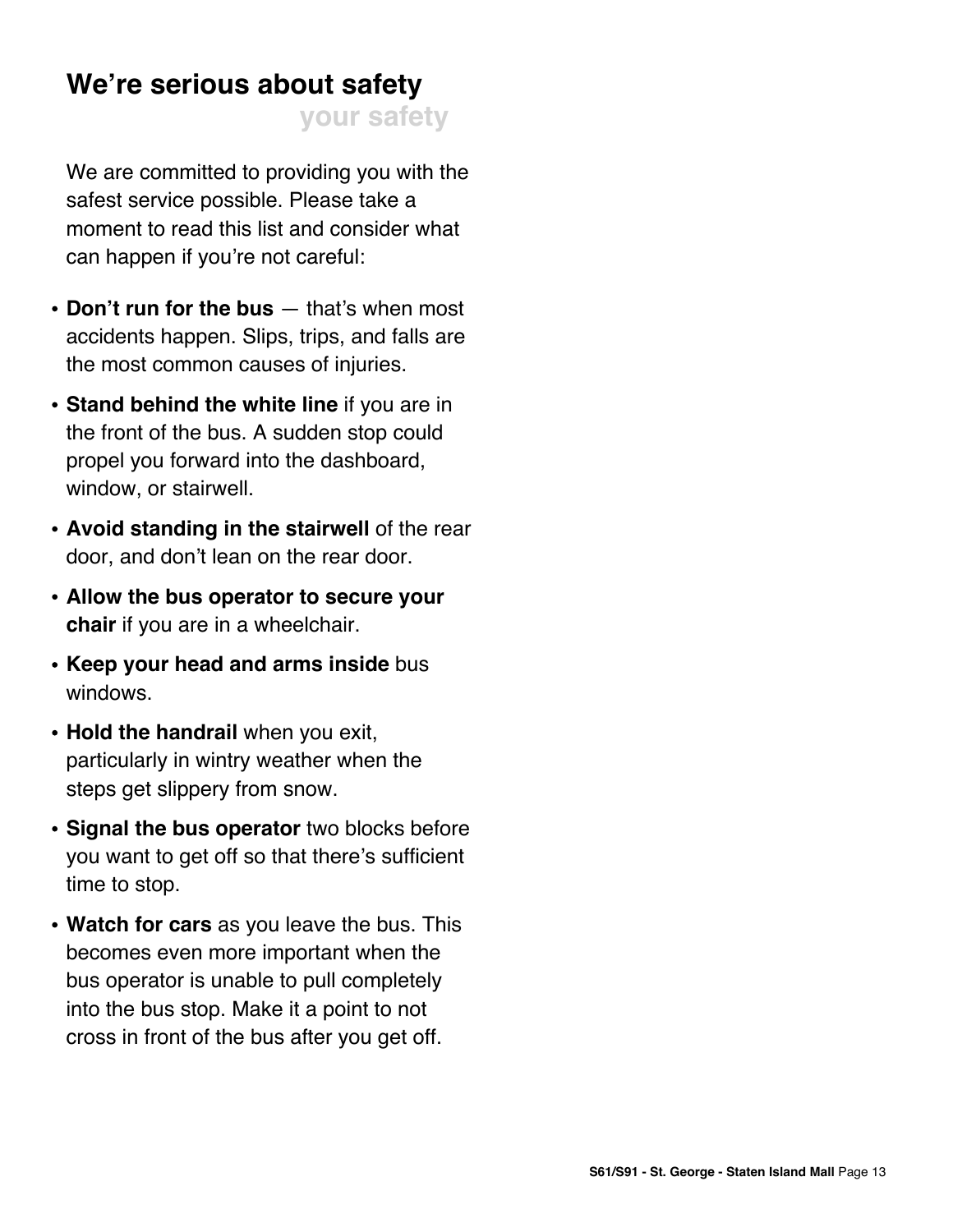## We're serious about safety

your safety

We are committed to providing you with the safest service possible. Please take a moment to read this list and consider what can happen if you're not careful:

- **Don't run for the bus** — that's when most accidents happen. Slips, trips, and falls are the most common causes of injuries.
- **Stand behind the white line** if you are in the front of the bus. A sudden stop could propel you forward into the dashboard, window, or stairwell.
- **Avoid standing in the stairwell** of the rear door, and don't lean on the rear door.
- **Allow the bus operator to secure your chair** if you are in a wheelchair.
- **Keep your head and arms inside** bus windows.
- **Hold the handrail** when you exit, particularly in wintry weather when the steps get slippery from snow.
- **Signal the bus operator** two blocks before you want to get off so that there's sufficient time to stop.
- **Watch for cars** as you leave the bus. This becomes even more important when the bus operator is unable to pull completely into the bus stop. Make it a point to not cross in front of the bus after you get off.